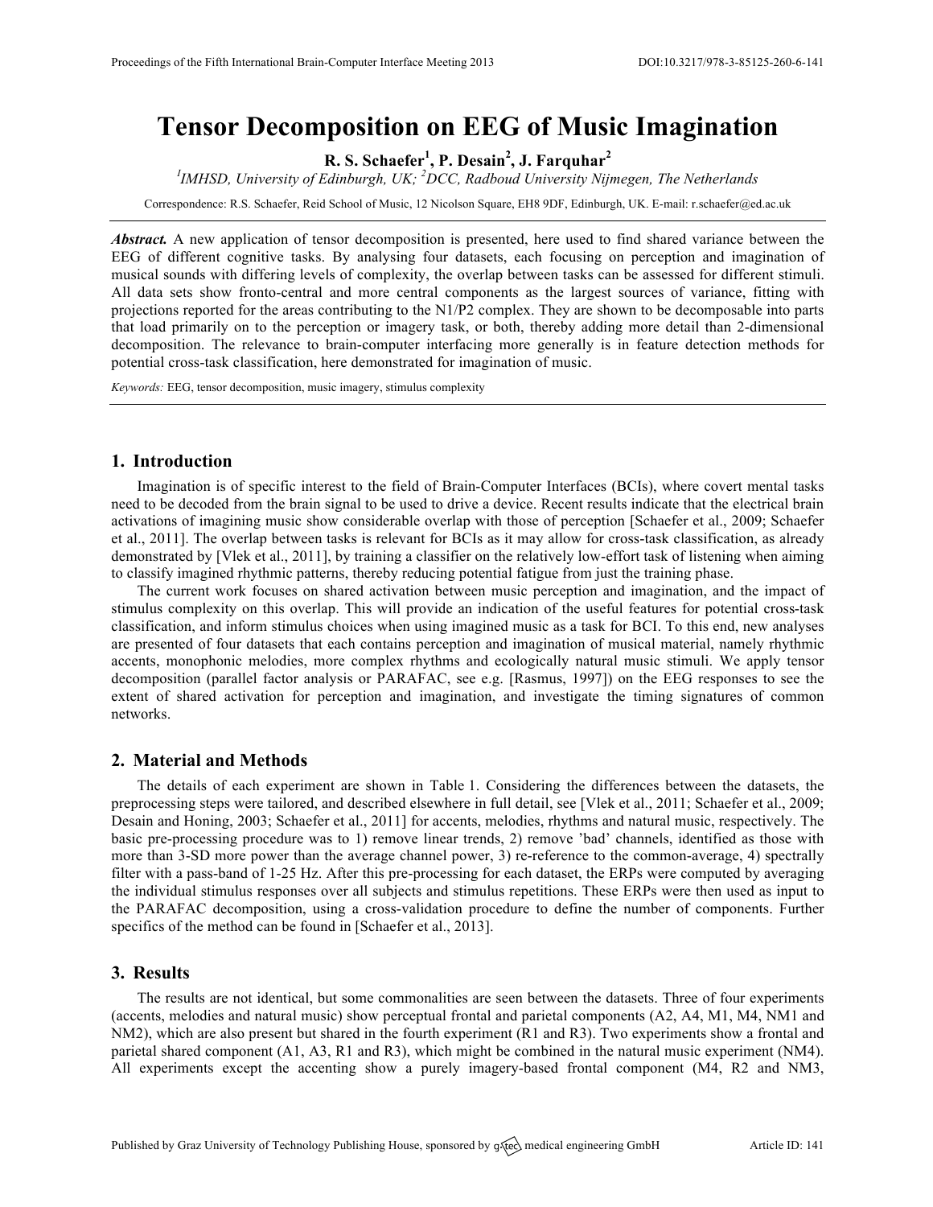# Tensor Decomposition on EEG of Music Imagination

**R. S. Schaefer[1], P. Desain[2], J. Farquhar[2]**

*[1]IMHSD, University of Edinburgh, UK; [2]DCC, Radboud University Nijmegen, The Netherlands*

Correspondence: R.S. Schaefer, Reid School of Music, 12 Nicolson Square, EH8 9DF, Edinburgh, UK. E-mail: r.schaefer@ed.ac.uk

***Abstract.*** A new application of tensor decomposition is presented, here used to find shared variance between the EEG of different cognitive tasks. By analysing four datasets, each focusing on perception and imagination of musical sounds with differing levels of complexity, the overlap between tasks can be assessed for different stimuli. All data sets show fronto-central and more central components as the largest sources of variance, fitting with projections reported for the areas contributing to the N1/P2 complex. They are shown to be decomposable into parts that load primarily on to the perception or imagery task, or both, thereby adding more detail than 2-dimensional decomposition. The relevance to brain-computer interfacing more generally is in feature detection methods for potential cross-task classification, here demonstrated for imagination of music.

*Keywords:* EEG, tensor decomposition, music imagery, stimulus complexity

## 1. Introduction

Imagination is of specific interest to the field of Brain-Computer Interfaces (BCIs), where covert mental tasks need to be decoded from the brain signal to be used to drive a device. Recent results indicate that the electrical brain activations of imagining music show considerable overlap with those of perception [Schaefer et al., 2009; Schaefer et al., 2011]. The overlap between tasks is relevant for BCIs as it may allow for cross-task classification, as already demonstrated by [Vlek et al., 2011], by training a classifier on the relatively low-effort task of listening when aiming to classify imagined rhythmic patterns, thereby reducing potential fatigue from just the training phase.

The current work focuses on shared activation between music perception and imagination, and the impact of stimulus complexity on this overlap. This will provide an indication of the useful features for potential cross-task classification, and inform stimulus choices when using imagined music as a task for BCI. To this end, new analyses are presented of four datasets that each contains perception and imagination of musical material, namely rhythmic accents, monophonic melodies, more complex rhythms and ecologically natural music stimuli. We apply tensor decomposition (parallel factor analysis or PARAFAC, see e.g. [Rasmus, 1997]) on the EEG responses to see the extent of shared activation for perception and imagination, and investigate the timing signatures of common networks.

## 2. Material and Methods

The details of each experiment are shown in Table 1. Considering the differences between the datasets, the preprocessing steps were tailored, and described elsewhere in full detail, see [Vlek et al., 2011; Schaefer et al., 2009; Desain and Honing, 2003; Schaefer et al., 2011] for accents, melodies, rhythms and natural music, respectively. The basic pre-processing procedure was to 1) remove linear trends, 2) remove 'bad' channels, identified as those with more than 3-SD more power than the average channel power, 3) re-reference to the common-average, 4) spectrally filter with a pass-band of 1-25 Hz. After this pre-processing for each dataset, the ERPs were computed by averaging the individual stimulus responses over all subjects and stimulus repetitions. These ERPs were then used as input to the PARAFAC decomposition, using a cross-validation procedure to define the number of components. Further specifics of the method can be found in [Schaefer et al., 2013].

## 3. Results

The results are not identical, but some commonalities are seen between the datasets. Three of four experiments (accents, melodies and natural music) show perceptual frontal and parietal components (A2, A4, M1, M4, NM1 and NM2), which are also present but shared in the fourth experiment (R1 and R3). Two experiments show a frontal and parietal shared component (A1, A3, R1 and R3), which might be combined in the natural music experiment (NM4). All experiments except the accenting show a purely imagery-based frontal component (M4, R2 and NM3,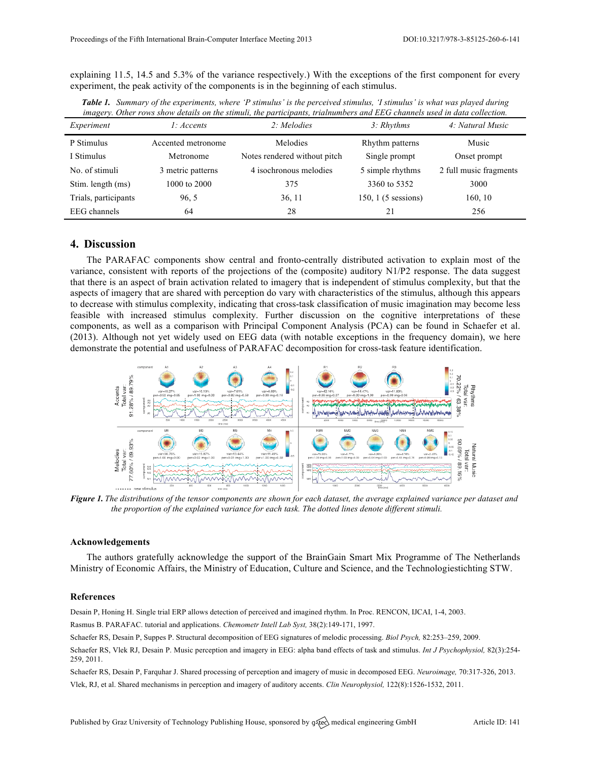explaining 11.5, 14.5 and 5.3% of the variance respectively.) With the exceptions of the first component for every experiment, the peak activity of the components is in the beginning of each stimulus.

***Table 1.*** *Summary of the experiments, where 'P stimulus' is the perceived stimulus, 'I stimulus' is what was played during imagery. Other rows show details on the stimuli, the participants, trialnumbers and EEG channels used in data collection.*

| *Experiment* | *1: Accents* | *2: Melodies* | *3: Rhythms* | *4: Natural Music* |
|---|---|---|---|---|
| P Stimulus | Accented metronome | Melodies | Rhythm patterns | Music |
| I Stimulus | Metronome | Notes rendered without pitch | Single prompt | Onset prompt |
| No. of stimuli | 3 metric patterns | 4 isochronous melodies | 5 simple rhythms | 2 full music fragments |
| Stim. length (ms) | 1000 to 2000 | 375 | 3360 to 5352 | 3000 |
| Trials, participants | 96, 5 | 36, 11 | 150, 1 (5 sessions) | 160, 10 |
| EEG channels | 64 | 28 | 21 | 256 |

## 4. Discussion

The PARAFAC components show central and fronto-centrally distributed activation to explain most of the variance, consistent with reports of the projections of the (composite) auditory N1/P2 response. The data suggest that there is an aspect of brain activation related to imagery that is independent of stimulus complexity, but that the aspects of imagery that are shared with perception do vary with characteristics of the stimulus, although this appears to decrease with stimulus complexity, indicating that cross-task classification of music imagination may become less feasible with increased stimulus complexity. Further discussion on the cognitive interpretations of these components, as well as a comparison with Principal Component Analysis (PCA) can be found in Schaefer et al. (2013). Although not yet widely used on EEG data (with notable exceptions in the frequency domain), we here demonstrate the potential and usefulness of PARAFAC decomposition for cross-task feature identification.

Accents
Total var:
91.28% / 89.79%

A1 A2 A3 A4
var=49.27% var=16.13% var=7.61% var=4.60%

Rhythms
Total var:
70.22% / 63.38%

R1 R2 R3
var=42.16% var=14.47% var=11.83%

Melodies
Total var:
77.60% / 89.93%

M1 M2 M3 M4
var=38.76% var=15.87% var=13.44% var=11.49%

Natural Music
Total var:
90.69% / 89.16%

NM1 NM2 NM3 NM4 NM5

------- new stimulus

***Figure 1.*** *The distributions of the tensor components are shown for each dataset, the average explained variance per dataset and the proportion of the explained variance for each task. The dotted lines denote different stimuli.*

### Acknowledgements

The authors gratefully acknowledge the support of the BrainGain Smart Mix Programme of The Netherlands Ministry of Economic Affairs, the Ministry of Education, Culture and Science, and the Technologiestichting STW.

### References

Desain P, Honing H. Single trial ERP allows detection of perceived and imagined rhythm. In Proc. RENCON, IJCAI, 1-4, 2003.

Rasmus B. PARAFAC. tutorial and applications. *Chemometr Intell Lab Syst,* 38(2):149-171, 1997.

Schaefer RS, Desain P, Suppes P. Structural decomposition of EEG signatures of melodic processing. *Biol Psych,* 82:253–259, 2009.

Schaefer RS, Vlek RJ, Desain P. Music perception and imagery in EEG: alpha band effects of task and stimulus. *Int J Psychophysiol,* 82(3):254-259, 2011.

Schaefer RS, Desain P, Farquhar J. Shared processing of perception and imagery of music in decomposed EEG. *Neuroimage,* 70:317-326, 2013.

Vlek, RJ, et al. Shared mechanisms in perception and imagery of auditory accents. *Clin Neurophysiol,* 122(8):1526-1532, 2011.